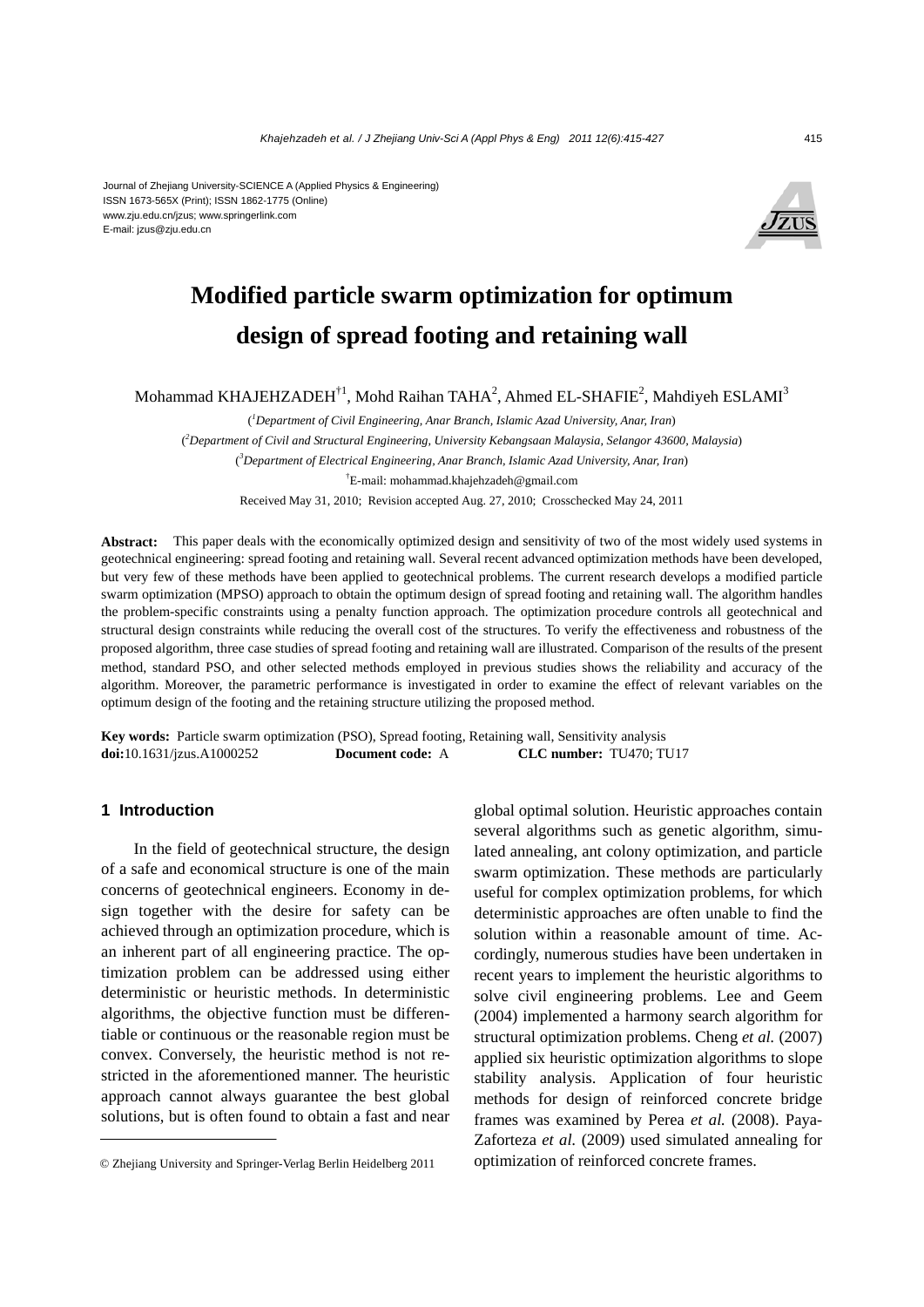Journal of Zhejiang University-SCIENCE A (Applied Physics & Engineering)
ISSN 1673-565X (Print); ISSN 1862-1775 (Online)
www.zju.edu.cn/jzus; www.springerlink.com
E-mail: jzus@zju.edu.cn

# Modified particle swarm optimization for optimum design of spread footing and retaining wall

Mohammad KHAJEHZADEH[†1], Mohd Raihan TAHA[2], Ahmed EL-SHAFIE[2], Mahdiyeh ESLAMI[3]

([1]*Department of Civil Engineering, Anar Branch, Islamic Azad University, Anar, Iran*)

([2]*Department of Civil and Structural Engineering, University Kebangsaan Malaysia, Selangor 43600, Malaysia*)

([3]*Department of Electrical Engineering, Anar Branch, Islamic Azad University, Anar, Iran*)

[†]E-mail: mohammad.khajehzadeh@gmail.com

Received May 31, 2010; Revision accepted Aug. 27, 2010; Crosschecked May 24, 2011

**Abstract:** This paper deals with the economically optimized design and sensitivity of two of the most widely used systems in geotechnical engineering: spread footing and retaining wall. Several recent advanced optimization methods have been developed, but very few of these methods have been applied to geotechnical problems. The current research develops a modified particle swarm optimization (MPSO) approach to obtain the optimum design of spread footing and retaining wall. The algorithm handles the problem-specific constraints using a penalty function approach. The optimization procedure controls all geotechnical and structural design constraints while reducing the overall cost of the structures. To verify the effectiveness and robustness of the proposed algorithm, three case studies of spread footing and retaining wall are illustrated. Comparison of the results of the present method, standard PSO, and other selected methods employed in previous studies shows the reliability and accuracy of the algorithm. Moreover, the parametric performance is investigated in order to examine the effect of relevant variables on the optimum design of the footing and the retaining structure utilizing the proposed method.

**Key words:** Particle swarm optimization (PSO), Spread footing, Retaining wall, Sensitivity analysis
**doi:**10.1631/jzus.A1000252 **Document code:** A **CLC number:** TU470; TU17

## 1 Introduction

In the field of geotechnical structure, the design of a safe and economical structure is one of the main concerns of geotechnical engineers. Economy in design together with the desire for safety can be achieved through an optimization procedure, which is an inherent part of all engineering practice. The optimization problem can be addressed using either deterministic or heuristic methods. In deterministic algorithms, the objective function must be differentiable or continuous or the reasonable region must be convex. Conversely, the heuristic method is not restricted in the aforementioned manner. The heuristic approach cannot always guarantee the best global solutions, but is often found to obtain a fast and near global optimal solution. Heuristic approaches contain several algorithms such as genetic algorithm, simulated annealing, ant colony optimization, and particle swarm optimization. These methods are particularly useful for complex optimization problems, for which deterministic approaches are often unable to find the solution within a reasonable amount of time. Accordingly, numerous studies have been undertaken in recent years to implement the heuristic algorithms to solve civil engineering problems. Lee and Geem (2004) implemented a harmony search algorithm for structural optimization problems. Cheng *et al.* (2007) applied six heuristic optimization algorithms to slope stability analysis. Application of four heuristic methods for design of reinforced concrete bridge frames was examined by Perea *et al.* (2008). Paya-Zaforteza *et al.* (2009) used simulated annealing for optimization of reinforced concrete frames.

© Zhejiang University and Springer-Verlag Berlin Heidelberg 2011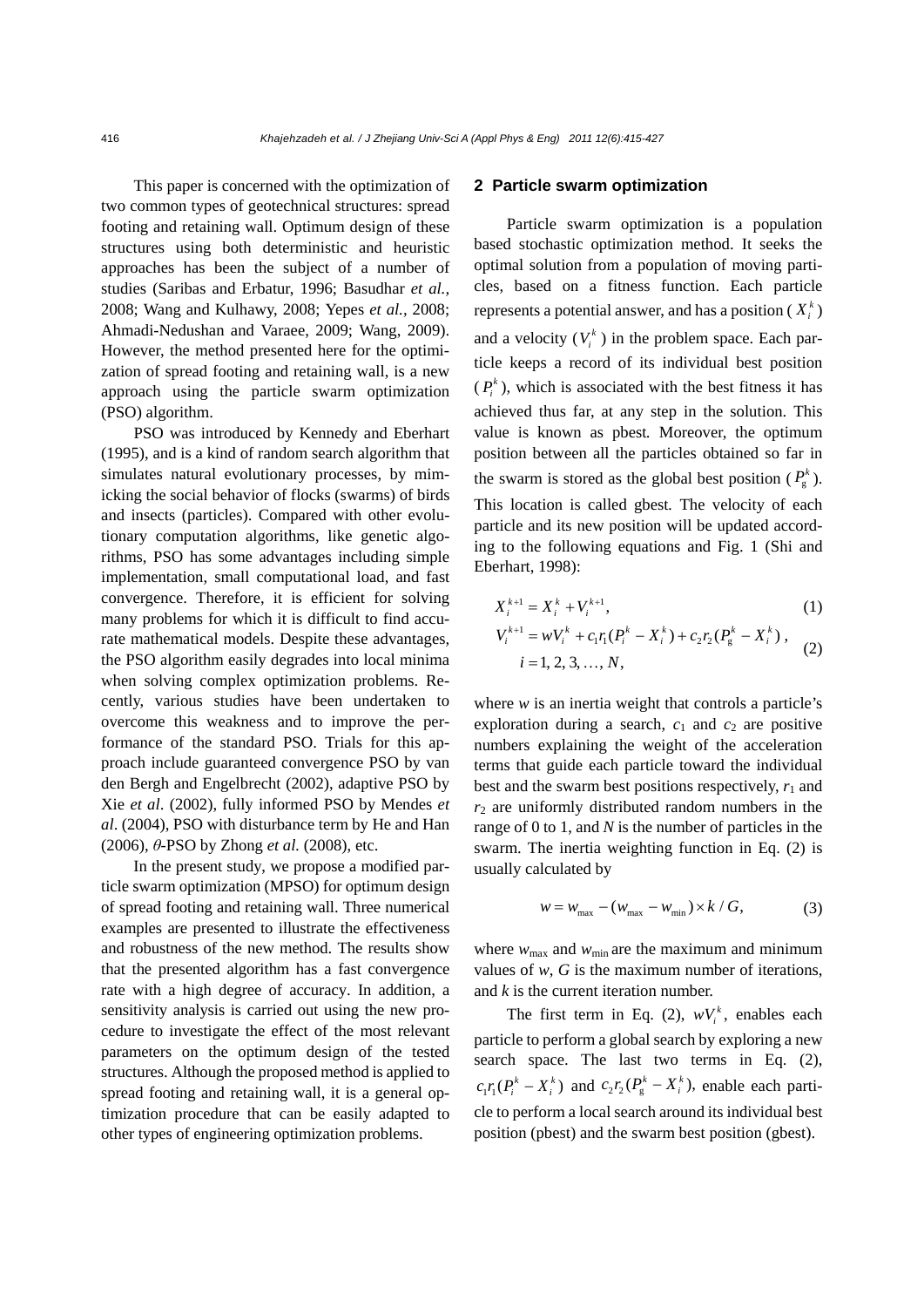This paper is concerned with the optimization of two common types of geotechnical structures: spread footing and retaining wall. Optimum design of these structures using both deterministic and heuristic approaches has been the subject of a number of studies (Saribas and Erbatur, 1996; Basudhar *et al.*, 2008; Wang and Kulhawy, 2008; Yepes *et al.*, 2008; Ahmadi-Nedushan and Varaee, 2009; Wang, 2009). However, the method presented here for the optimization of spread footing and retaining wall, is a new approach using the particle swarm optimization (PSO) algorithm.

PSO was introduced by Kennedy and Eberhart (1995), and is a kind of random search algorithm that simulates natural evolutionary processes, by mimicking the social behavior of flocks (swarms) of birds and insects (particles). Compared with other evolutionary computation algorithms, like genetic algorithms, PSO has some advantages including simple implementation, small computational load, and fast convergence. Therefore, it is efficient for solving many problems for which it is difficult to find accurate mathematical models. Despite these advantages, the PSO algorithm easily degrades into local minima when solving complex optimization problems. Recently, various studies have been undertaken to overcome this weakness and to improve the performance of the standard PSO. Trials for this approach include guaranteed convergence PSO by van den Bergh and Engelbrecht (2002), adaptive PSO by Xie *et al*. (2002), fully informed PSO by Mendes *et al*. (2004), PSO with disturbance term by He and Han (2006), $\theta$-PSO by Zhong *et al.* (2008), etc.

In the present study, we propose a modified particle swarm optimization (MPSO) for optimum design of spread footing and retaining wall. Three numerical examples are presented to illustrate the effectiveness and robustness of the new method. The results show that the presented algorithm has a fast convergence rate with a high degree of accuracy. In addition, a sensitivity analysis is carried out using the new procedure to investigate the effect of the most relevant parameters on the optimum design of the tested structures. Although the proposed method is applied to spread footing and retaining wall, it is a general optimization procedure that can be easily adapted to other types of engineering optimization problems.

## 2 Particle swarm optimization

Particle swarm optimization is a population based stochastic optimization method. It seeks the optimal solution from a population of moving particles, based on a fitness function. Each particle represents a potential answer, and has a position ($X_i^k$) and a velocity ($V_i^k$) in the problem space. Each particle keeps a record of its individual best position ($P_i^k$), which is associated with the best fitness it has achieved thus far, at any step in the solution. This value is known as pbest. Moreover, the optimum position between all the particles obtained so far in the swarm is stored as the global best position ($P_\mathrm{g}^k$). This location is called gbest. The velocity of each particle and its new position will be updated according to the following equations and Fig. 1 (Shi and Eberhart, 1998):

$$X_i^{k+1} = X_i^k + V_i^{k+1}, \tag{1}$$

$$V_i^{k+1} = wV_i^k + c_1 r_1 (P_i^k - X_i^k) + c_2 r_2 (P_\mathrm{g}^k - X_i^k), \quad i = 1, 2, 3, \ldots, N, \tag{2}$$

where $w$ is an inertia weight that controls a particle's exploration during a search, $c_1$ and $c_2$ are positive numbers explaining the weight of the acceleration terms that guide each particle toward the individual best and the swarm best positions respectively, $r_1$ and $r_2$ are uniformly distributed random numbers in the range of 0 to 1, and $N$ is the number of particles in the swarm. The inertia weighting function in Eq. (2) is usually calculated by

$$w = w_{\max} - (w_{\max} - w_{\min}) \times k / G, \tag{3}$$

where $w_{\max}$ and $w_{\min}$ are the maximum and minimum values of $w$, $G$ is the maximum number of iterations, and $k$ is the current iteration number.

The first term in Eq. (2), $wV_i^k$, enables each particle to perform a global search by exploring a new search space. The last two terms in Eq. (2), $c_1 r_1 (P_i^k - X_i^k)$ and $c_2 r_2 (P_\mathrm{g}^k - X_i^k)$, enable each particle to perform a local search around its individual best position (pbest) and the swarm best position (gbest).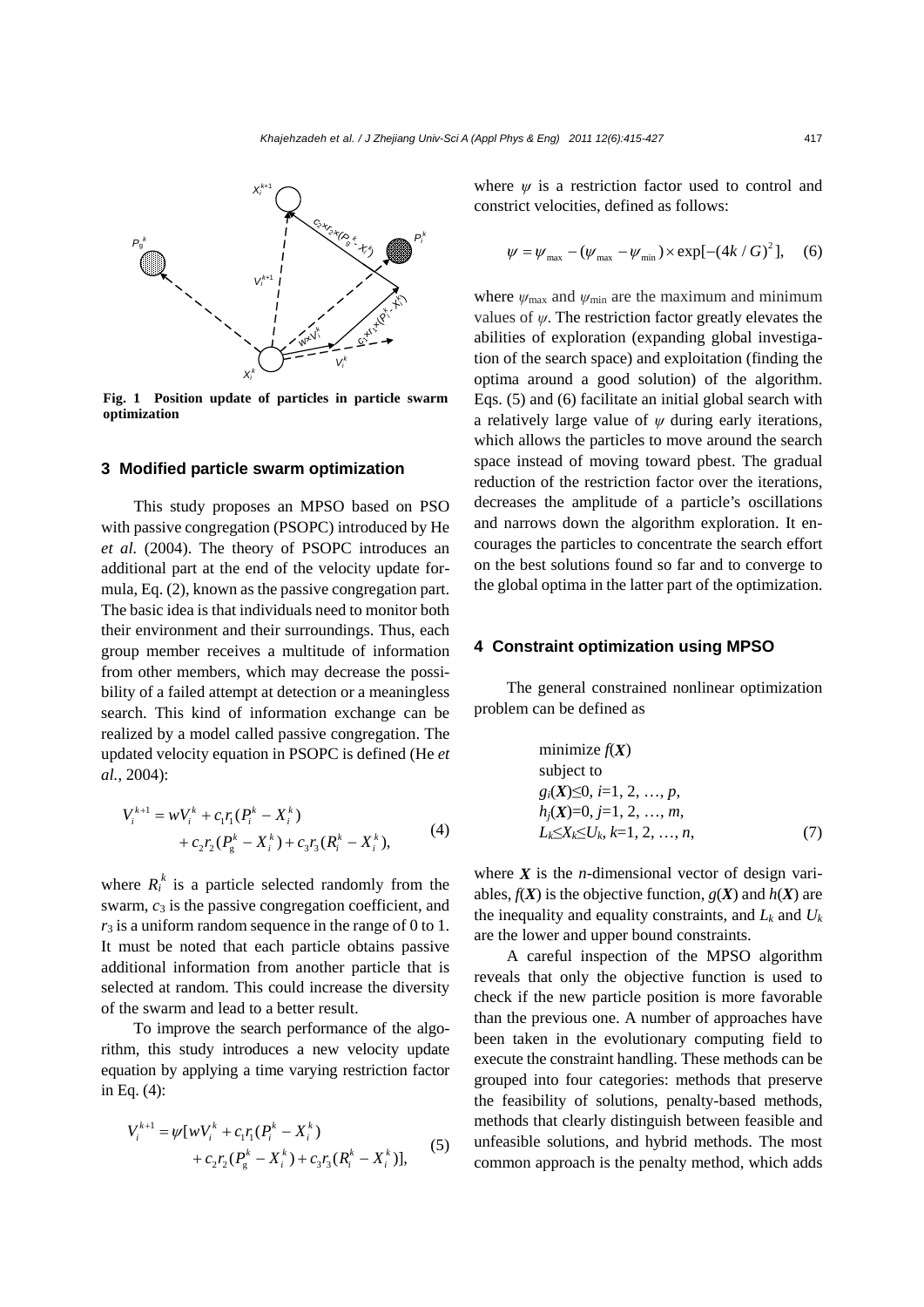Fig. 1 Position update of particles in particle swarm optimization

## 3 Modified particle swarm optimization

This study proposes an MPSO based on PSO with passive congregation (PSOPC) introduced by He *et al.* (2004). The theory of PSOPC introduces an additional part at the end of the velocity update formula, Eq. (2), known as the passive congregation part. The basic idea is that individuals need to monitor both their environment and their surroundings. Thus, each group member receives a multitude of information from other members, which may decrease the possibility of a failed attempt at detection or a meaningless search. This kind of information exchange can be realized by a model called passive congregation. The updated velocity equation in PSOPC is defined (He *et al.*, 2004):

$$V_i^{k+1} = wV_i^k + c_1 r_1 (P_i^k - X_i^k) + c_2 r_2 (P_g^k - X_i^k) + c_3 r_3 (R_i^k - X_i^k), \tag{4}$$

where $R_i^k$ is a particle selected randomly from the swarm, $c_3$ is the passive congregation coefficient, and $r_3$ is a uniform random sequence in the range of 0 to 1. It must be noted that each particle obtains passive additional information from another particle that is selected at random. This could increase the diversity of the swarm and lead to a better result.

To improve the search performance of the algorithm, this study introduces a new velocity update equation by applying a time varying restriction factor in Eq. (4):

$$V_i^{k+1} = \psi[wV_i^k + c_1 r_1 (P_i^k - X_i^k) + c_2 r_2 (P_g^k - X_i^k) + c_3 r_3 (R_i^k - X_i^k)], \tag{5}$$

where $\psi$ is a restriction factor used to control and constrict velocities, defined as follows:

$$\psi = \psi_{\max} - (\psi_{\max} - \psi_{\min}) \times \exp[-(4k/G)^2], \tag{6}$$

where $\psi_{\max}$ and $\psi_{\min}$ are the maximum and minimum values of $\psi$. The restriction factor greatly elevates the abilities of exploration (expanding global investigation of the search space) and exploitation (finding the optima around a good solution) of the algorithm. Eqs. (5) and (6) facilitate an initial global search with a relatively large value of $\psi$ during early iterations, which allows the particles to move around the search space instead of moving toward pbest. The gradual reduction of the restriction factor over the iterations, decreases the amplitude of a particle's oscillations and narrows down the algorithm exploration. It encourages the particles to concentrate the search effort on the best solutions found so far and to converge to the global optima in the latter part of the optimization.

## 4 Constraint optimization using MPSO

The general constrained nonlinear optimization problem can be defined as

$$\begin{aligned} &\text{minimize } f(\boldsymbol{X}) \\ &\text{subject to} \\ &g_i(\boldsymbol{X}) \leq 0,\ i=1, 2, \ldots, p, \\ &h_j(\boldsymbol{X}) = 0,\ j=1, 2, \ldots, m, \\ &L_k \leq X_k \leq U_k,\ k=1, 2, \ldots, n, \end{aligned} \tag{7}$$

where $\boldsymbol{X}$ is the $n$-dimensional vector of design variables, $f(\boldsymbol{X})$ is the objective function, $g(\boldsymbol{X})$ and $h(\boldsymbol{X})$ are the inequality and equality constraints, and $L_k$ and $U_k$ are the lower and upper bound constraints.

A careful inspection of the MPSO algorithm reveals that only the objective function is used to check if the new particle position is more favorable than the previous one. A number of approaches have been taken in the evolutionary computing field to execute the constraint handling. These methods can be grouped into four categories: methods that preserve the feasibility of solutions, penalty-based methods, methods that clearly distinguish between feasible and unfeasible solutions, and hybrid methods. The most common approach is the penalty method, which adds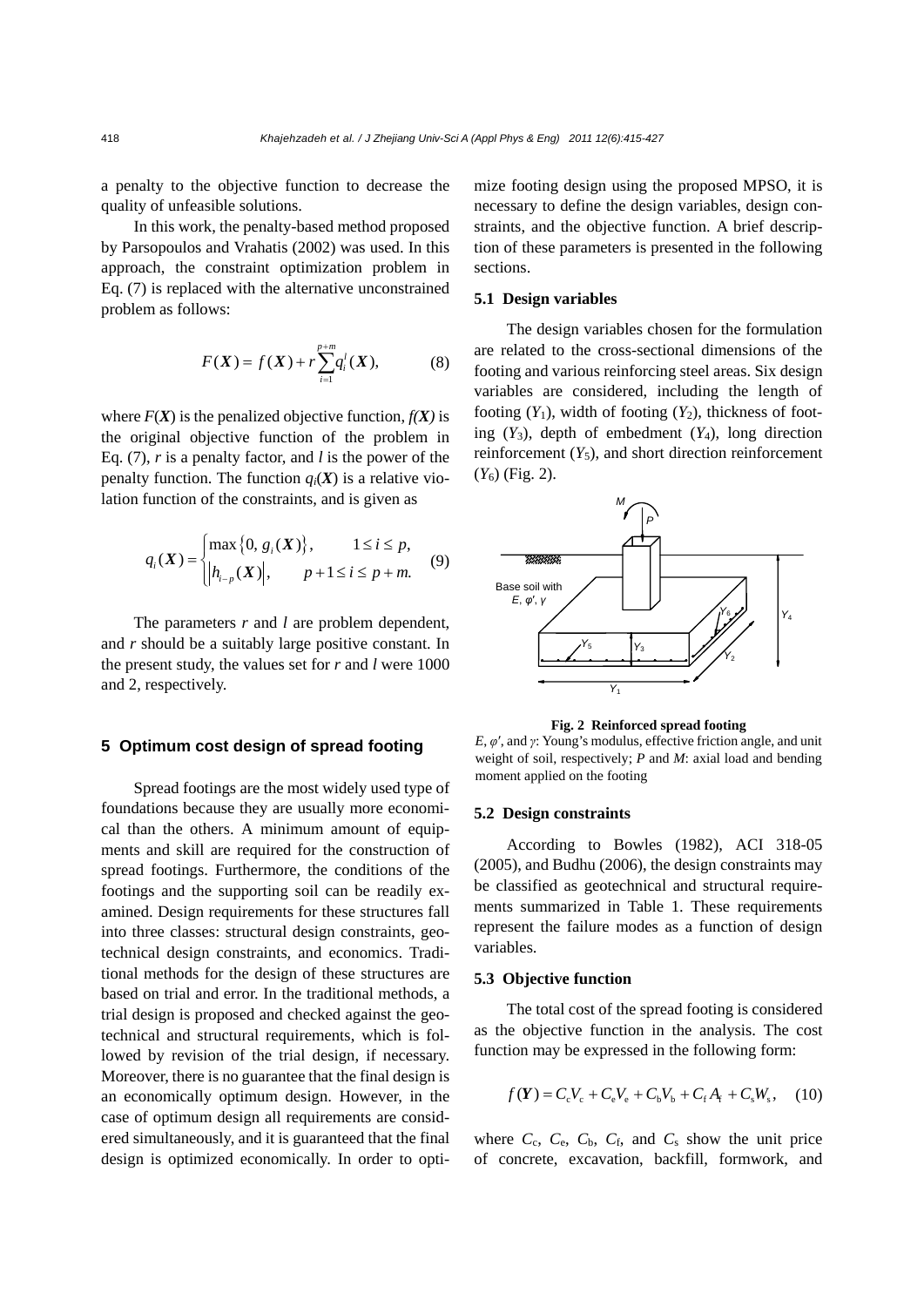a penalty to the objective function to decrease the quality of unfeasible solutions.

In this work, the penalty-based method proposed by Parsopoulos and Vrahatis (2002) was used. In this approach, the constraint optimization problem in Eq. (7) is replaced with the alternative unconstrained problem as follows:

$$F(\boldsymbol{X}) = f(\boldsymbol{X}) + r\sum_{i=1}^{p+m} q_i^l(\boldsymbol{X}), \tag{8}$$

where $F(\boldsymbol{X})$ is the penalized objective function, $f(\boldsymbol{X})$ is the original objective function of the problem in Eq. (7), $r$ is a penalty factor, and $l$ is the power of the penalty function. The function $q_i(\boldsymbol{X})$ is a relative violation function of the constraints, and is given as

$$q_i(\boldsymbol{X}) = \begin{cases} \max\{0, g_i(\boldsymbol{X})\}, & 1 \le i \le p, \\ |h_{i-p}(\boldsymbol{X})|, & p+1 \le i \le p+m. \end{cases} \tag{9}$$

The parameters $r$ and $l$ are problem dependent, and $r$ should be a suitably large positive constant. In the present study, the values set for $r$ and $l$ were 1000 and 2, respectively.

## 5 Optimum cost design of spread footing

Spread footings are the most widely used type of foundations because they are usually more economical than the others. A minimum amount of equipments and skill are required for the construction of spread footings. Furthermore, the conditions of the footings and the supporting soil can be readily examined. Design requirements for these structures fall into three classes: structural design constraints, geotechnical design constraints, and economics. Traditional methods for the design of these structures are based on trial and error. In the traditional methods, a trial design is proposed and checked against the geotechnical and structural requirements, which is followed by revision of the trial design, if necessary. Moreover, there is no guarantee that the final design is an economically optimum design. However, in the case of optimum design all requirements are considered simultaneously, and it is guaranteed that the final design is optimized economically. In order to optimize footing design using the proposed MPSO, it is necessary to define the design variables, design constraints, and the objective function. A brief description of these parameters is presented in the following sections.

### 5.1 Design variables

The design variables chosen for the formulation are related to the cross-sectional dimensions of the footing and various reinforcing steel areas. Six design variables are considered, including the length of footing ($Y_1$), width of footing ($Y_2$), thickness of footing ($Y_3$), depth of embedment ($Y_4$), long direction reinforcement ($Y_5$), and short direction reinforcement ($Y_6$) (Fig. 2).

**Fig. 2 Reinforced spread footing**

$E$, $\varphi'$, and $\gamma$: Young's modulus, effective friction angle, and unit weight of soil, respectively; $P$ and $M$: axial load and bending moment applied on the footing

### 5.2 Design constraints

According to Bowles (1982), ACI 318-05 (2005), and Budhu (2006), the design constraints may be classified as geotechnical and structural requirements summarized in Table 1. These requirements represent the failure modes as a function of design variables.

### 5.3 Objective function

The total cost of the spread footing is considered as the objective function in the analysis. The cost function may be expressed in the following form:

$$f(\boldsymbol{Y}) = C_c V_c + C_e V_e + C_b V_b + C_f A_f + C_s W_s, \tag{10}$$

where $C_c$, $C_e$, $C_b$, $C_f$, and $C_s$ show the unit price of concrete, excavation, backfill, formwork, and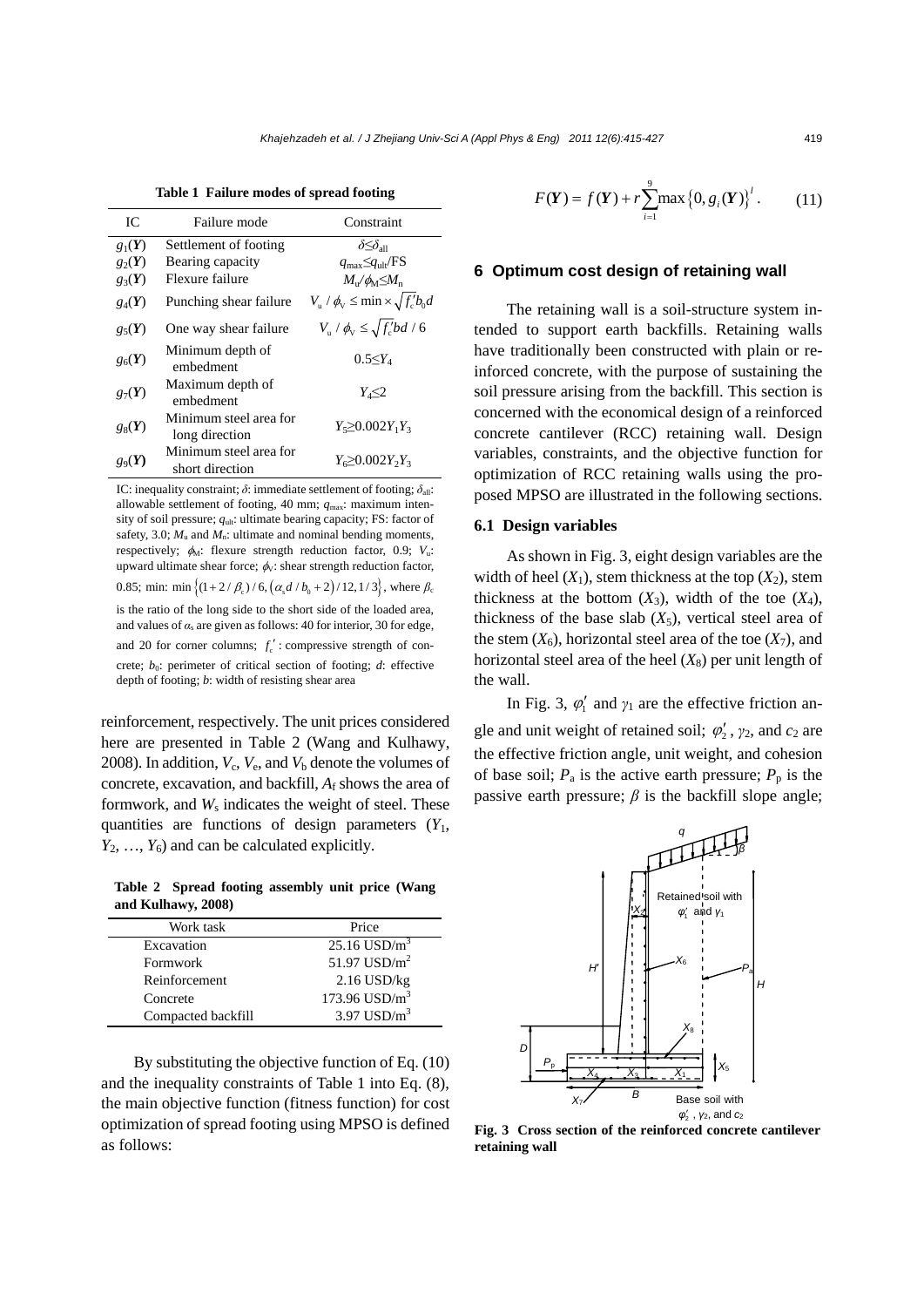**Table 1 Failure modes of spread footing**

| IC | Failure mode | Constraint |
|---|---|---|
| $g_1(\boldsymbol{Y})$ | Settlement of footing | $\delta \le \delta_{\text{all}}$ |
| $g_2(\boldsymbol{Y})$ | Bearing capacity | $q_{\max} \le q_{\text{ult}}/\text{FS}$ |
| $g_3(\boldsymbol{Y})$ | Flexure failure | $M_u/\phi_M \le M_n$ |
| $g_4(\boldsymbol{Y})$ | Punching shear failure | $V_u / \phi_V \le \min \times \sqrt{f_c'} b_0 d$ |
| $g_5(\boldsymbol{Y})$ | One way shear failure | $V_u / \phi_V \le \sqrt{f_c'} bd / 6$ |
| $g_6(\boldsymbol{Y})$ | Minimum depth of embedment | $0.5 \le Y_4$ |
| $g_7(\boldsymbol{Y})$ | Maximum depth of embedment | $Y_4 \le 2$ |
| $g_8(\boldsymbol{Y})$ | Minimum steel area for long direction | $Y_5 \ge 0.002 Y_1 Y_3$ |
| $g_9(\boldsymbol{Y})$ | Minimum steel area for short direction | $Y_6 \ge 0.002 Y_2 Y_3$ |

IC: inequality constraint; $\delta$: immediate settlement of footing; $\delta_{\text{all}}$: allowable settlement of footing, 40 mm; $q_{\max}$: maximum intensity of soil pressure; $q_{\text{ult}}$: ultimate bearing capacity; FS: factor of safety, 3.0; $M_u$ and $M_n$: ultimate and nominal bending moments, respectively; $\phi_M$: flexure strength reduction factor, 0.9; $V_u$: upward ultimate shear force; $\phi_V$: shear strength reduction factor, 0.85; min: $\min\left\{(1+2/\beta_c)/6, (\alpha_s d/b_0+2)/12, 1/3\right\}$, where $\beta_c$ is the ratio of the long side to the short side of the loaded area, and values of $\alpha_s$ are given as follows: 40 for interior, 30 for edge, and 20 for corner columns; $f_c'$: compressive strength of concrete; $b_0$: perimeter of critical section of footing; $d$: effective depth of footing; $b$: width of resisting shear area

reinforcement, respectively. The unit prices considered here are presented in Table 2 (Wang and Kulhawy, 2008). In addition, $V_c$, $V_e$, and $V_b$ denote the volumes of concrete, excavation, and backfill, $A_f$ shows the area of formwork, and $W_s$ indicates the weight of steel. These quantities are functions of design parameters ($Y_1$, $Y_2$, …, $Y_6$) and can be calculated explicitly.

**Table 2 Spread footing assembly unit price (Wang and Kulhawy, 2008)**

| Work task | Price |
|---|---|
| Excavation | 25.16 USD/m$^3$ |
| Formwork | 51.97 USD/m$^2$ |
| Reinforcement | 2.16 USD/kg |
| Concrete | 173.96 USD/m$^3$ |
| Compacted backfill | 3.97 USD/m$^3$ |

By substituting the objective function of Eq. (10) and the inequality constraints of Table 1 into Eq. (8), the main objective function (fitness function) for cost optimization of spread footing using MPSO is defined as follows:

$$F(\boldsymbol{Y}) = f(\boldsymbol{Y}) + r\sum_{i=1}^{9} \max\left\{0, g_i(\boldsymbol{Y})\right\}^l. \qquad (11)$$

## 6 Optimum cost design of retaining wall

The retaining wall is a soil-structure system intended to support earth backfills. Retaining walls have traditionally been constructed with plain or reinforced concrete, with the purpose of sustaining the soil pressure arising from the backfill. This section is concerned with the economical design of a reinforced concrete cantilever (RCC) retaining wall. Design variables, constraints, and the objective function for optimization of RCC retaining walls using the proposed MPSO are illustrated in the following sections.

### 6.1 Design variables

As shown in Fig. 3, eight design variables are the width of heel ($X_1$), stem thickness at the top ($X_2$), stem thickness at the bottom ($X_3$), width of the toe ($X_4$), thickness of the base slab ($X_5$), vertical steel area of the stem ($X_6$), horizontal steel area of the toe ($X_7$), and horizontal steel area of the heel ($X_8$) per unit length of the wall.

In Fig. 3, $\varphi_1'$ and $\gamma_1$ are the effective friction angle and unit weight of retained soil; $\varphi_2'$, $\gamma_2$, and $c_2$ are the effective friction angle, unit weight, and cohesion of base soil; $P_a$ is the active earth pressure; $P_p$ is the passive earth pressure; $\beta$ is the backfill slope angle;

**Fig. 3 Cross section of the reinforced concrete cantilever retaining wall**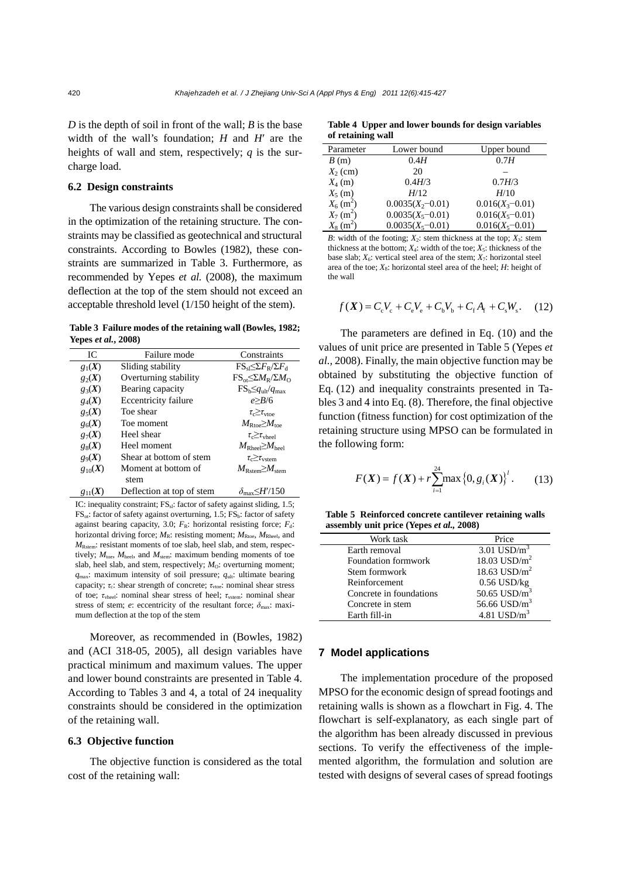$D$ is the depth of soil in front of the wall; $B$ is the base width of the wall's foundation; $H$ and $H'$ are the heights of wall and stem, respectively; $q$ is the surcharge load.

### 6.2 Design constraints

The various design constraints shall be considered in the optimization of the retaining structure. The constraints may be classified as geotechnical and structural constraints. According to Bowles (1982), these constraints are summarized in Table 3. Furthermore, as recommended by Yepes *et al.* (2008), the maximum deflection at the top of the stem should not exceed an acceptable threshold level (1/150 height of the stem).

**Table 3 Failure modes of the retaining wall (Bowles, 1982; Yepes *et al.*, 2008)**

| IC | Failure mode | Constraints |
|---|---|---|
| $g_1(\boldsymbol{X})$ | Sliding stability | $FS_{sl} \leq \Sigma F_R / \Sigma F_d$ |
| $g_2(\boldsymbol{X})$ | Overturning stability | $FS_{ot} \leq \Sigma M_R / \Sigma M_O$ |
| $g_3(\boldsymbol{X})$ | Bearing capacity | $FS_b \leq q_{ult}/q_{max}$ |
| $g_4(\boldsymbol{X})$ | Eccentricity failure | $e \geq B/6$ |
| $g_5(\boldsymbol{X})$ | Toe shear | $\tau_c \geq \tau_{vtoe}$ |
| $g_6(\boldsymbol{X})$ | Toe moment | $M_{Rtoe} \geq M_{toe}$ |
| $g_7(\boldsymbol{X})$ | Heel shear | $\tau_c \geq \tau_{vheel}$ |
| $g_8(\boldsymbol{X})$ | Heel moment | $M_{Rheel} \geq M_{heel}$ |
| $g_9(\boldsymbol{X})$ | Shear at bottom of stem | $\tau_c \geq \tau_{vstem}$ |
| $g_{10}(\boldsymbol{X})$ | Moment at bottom of stem | $M_{Rstem} \geq M_{stem}$ |
| $g_{11}(\boldsymbol{X})$ | Deflection at top of stem | $\delta_{max} \leq H'/150$ |

IC: inequality constraint; $FS_{sl}$: factor of safety against sliding, 1.5; $FS_{ot}$: factor of safety against overturning, 1.5; $FS_b$: factor of safety against bearing capacity, 3.0; $F_R$: horizontal resisting force; $F_d$: horizontal driving force; $M_R$: resisting moment; $M_{Rtoe}$, $M_{Rheel}$, and $M_{Rstem}$: resistant moments of toe slab, heel slab, and stem, respectively; $M_{toe}$, $M_{heel}$, and $M_{stem}$: maximum bending moments of toe slab, heel slab, and stem, respectively; $M_O$: overturning moment; $q_{max}$: maximum intensity of soil pressure; $q_{ult}$: ultimate bearing capacity; $\tau_c$: shear strength of concrete; $\tau_{vtoe}$: nominal shear stress of toe; $\tau_{vheel}$: nominal shear stress of heel; $\tau_{vstem}$: nominal shear stress of stem; $e$: eccentricity of the resultant force; $\delta_{max}$: maximum deflection at the top of the stem

Moreover, as recommended in (Bowles, 1982) and (ACI 318-05, 2005), all design variables have practical minimum and maximum values. The upper and lower bound constraints are presented in Table 4. According to Tables 3 and 4, a total of 24 inequality constraints should be considered in the optimization of the retaining wall.

### 6.3 Objective function

The objective function is considered as the total cost of the retaining wall:

**Table 4 Upper and lower bounds for design variables of retaining wall**

| Parameter | Lower bound | Upper bound |
|---|---|---|
| $B$ (m) | $0.4H$ | $0.7H$ |
| $X_2$ (cm) | 20 | – |
| $X_4$ (m) | $0.4H/3$ | $0.7H/3$ |
| $X_5$ (m) | $H/12$ | $H/10$ |
| $X_6$ (m$^2$) | $0.0035(X_2-0.01)$ | $0.016(X_3-0.01)$ |
| $X_7$ (m$^2$) | $0.0035(X_5-0.01)$ | $0.016(X_5-0.01)$ |
| $X_8$ (m$^2$) | $0.0035(X_5-0.01)$ | $0.016(X_5-0.01)$ |

$B$: width of the footing; $X_2$: stem thickness at the top; $X_3$: stem thickness at the bottom; $X_4$: width of the toe; $X_5$: thickness of the base slab; $X_6$: vertical steel area of the stem; $X_7$: horizontal steel area of the toe; $X_8$: horizontal steel area of the heel; $H$: height of the wall

$$f(\boldsymbol{X}) = C_c V_c + C_e V_e + C_b V_b + C_f A_f + C_s W_s. \quad (12)$$

The parameters are defined in Eq. (10) and the values of unit price are presented in Table 5 (Yepes *et al.*, 2008). Finally, the main objective function may be obtained by substituting the objective function of Eq. (12) and inequality constraints presented in Tables 3 and 4 into Eq. (8). Therefore, the final objective function (fitness function) for cost optimization of the retaining structure using MPSO can be formulated in the following form:

$$F(\boldsymbol{X}) = f(\boldsymbol{X}) + r\sum_{i=1}^{24} \max\{0, g_i(\boldsymbol{X})\}^l. \quad (13)$$

**Table 5 Reinforced concrete cantilever retaining walls assembly unit price (Yepes *et al.*, 2008)**

| Work task | Price |
|---|---|
| Earth removal | 3.01 USD/m$^3$ |
| Foundation formwork | 18.03 USD/m$^2$ |
| Stem formwork | 18.63 USD/m$^2$ |
| Reinforcement | 0.56 USD/kg |
| Concrete in foundations | 50.65 USD/m$^3$ |
| Concrete in stem | 56.66 USD/m$^3$ |
| Earth fill-in | 4.81 USD/m$^3$ |

## 7 Model applications

The implementation procedure of the proposed MPSO for the economic design of spread footings and retaining walls is shown as a flowchart in Fig. 4. The flowchart is self-explanatory, as each single part of the algorithm has been already discussed in previous sections. To verify the effectiveness of the implemented algorithm, the formulation and solution are tested with designs of several cases of spread footings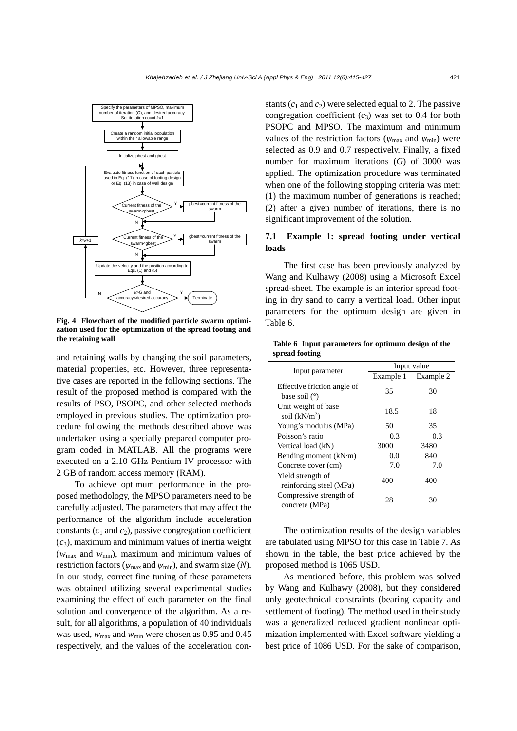Fig. 4 Flowchart of the modified particle swarm optimization used for the optimization of the spread footing and the retaining wall

and retaining walls by changing the soil parameters, material properties, etc. However, three representative cases are reported in the following sections. The result of the proposed method is compared with the results of PSO, PSOPC, and other selected methods employed in previous studies. The optimization procedure following the methods described above was undertaken using a specially prepared computer program coded in MATLAB. All the programs were executed on a 2.10 GHz Pentium IV processor with 2 GB of random access memory (RAM).

To achieve optimum performance in the proposed methodology, the MPSO parameters need to be carefully adjusted. The parameters that may affect the performance of the algorithm include acceleration constants ($c_1$ and $c_2$), passive congregation coefficient ($c_3$), maximum and minimum values of inertia weight ($w_{\max}$ and $w_{\min}$), maximum and minimum values of restriction factors ($\psi_{\max}$ and $\psi_{\min}$), and swarm size ($N$). In our study, correct fine tuning of these parameters was obtained utilizing several experimental studies examining the effect of each parameter on the final solution and convergence of the algorithm. As a result, for all algorithms, a population of 40 individuals was used, $w_{\max}$ and $w_{\min}$ were chosen as 0.95 and 0.45 respectively, and the values of the acceleration constants ($c_1$ and $c_2$) were selected equal to 2. The passive congregation coefficient ($c_3$) was set to 0.4 for both PSOPC and MPSO. The maximum and minimum values of the restriction factors ($\psi_{\max}$ and $\psi_{\min}$) were selected as 0.9 and 0.7 respectively. Finally, a fixed number for maximum iterations ($G$) of 3000 was applied. The optimization procedure was terminated when one of the following stopping criteria was met: (1) the maximum number of generations is reached; (2) after a given number of iterations, there is no significant improvement of the solution.

## 7.1 Example 1: spread footing under vertical loads

The first case has been previously analyzed by Wang and Kulhawy (2008) using a Microsoft Excel spread-sheet. The example is an interior spread footing in dry sand to carry a vertical load. Other input parameters for the optimum design are given in Table 6.

**Table 6 Input parameters for optimum design of the spread footing**

| Input parameter | Input value | |
|---|---|---|
| | Example 1 | Example 2 |
| Effective friction angle of base soil (°) | 35 | 30 |
| Unit weight of base soil (kN/m$^3$) | 18.5 | 18 |
| Young's modulus (MPa) | 50 | 35 |
| Poisson's ratio | 0.3 | 0.3 |
| Vertical load (kN) | 3000 | 3480 |
| Bending moment (kN·m) | 0.0 | 840 |
| Concrete cover (cm) | 7.0 | 7.0 |
| Yield strength of reinforcing steel (MPa) | 400 | 400 |
| Compressive strength of concrete (MPa) | 28 | 30 |

The optimization results of the design variables are tabulated using MPSO for this case in Table 7. As shown in the table, the best price achieved by the proposed method is 1065 USD.

As mentioned before, this problem was solved by Wang and Kulhawy (2008), but they considered only geotechnical constraints (bearing capacity and settlement of footing). The method used in their study was a generalized reduced gradient nonlinear optimization implemented with Excel software yielding a best price of 1086 USD. For the sake of comparison,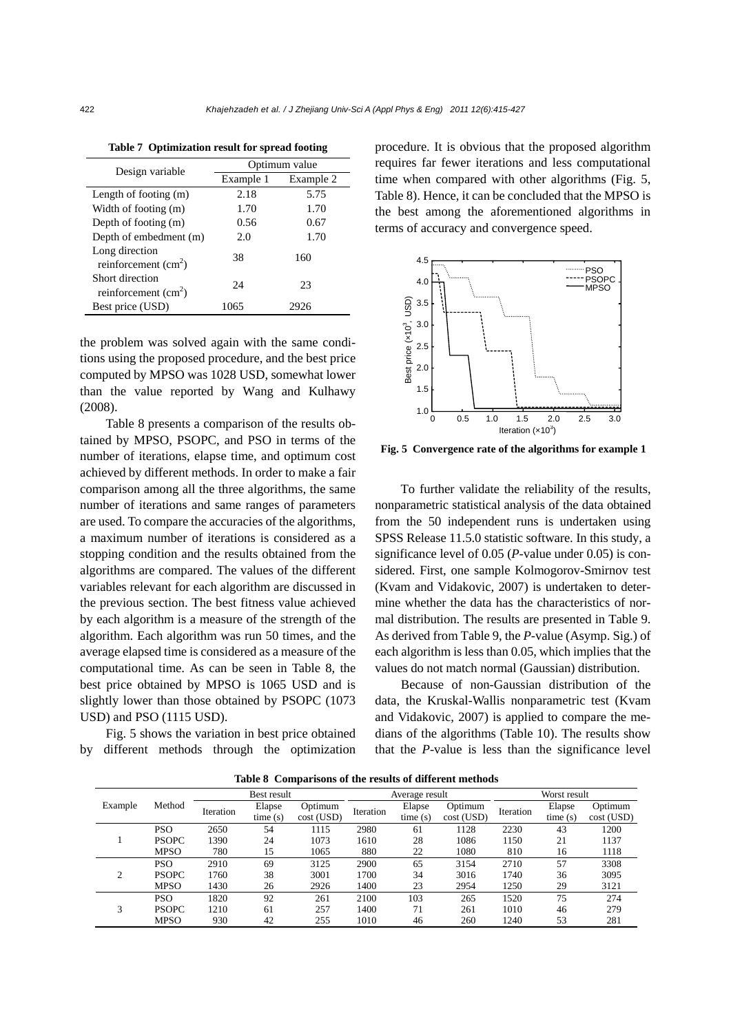**Table 7 Optimization result for spread footing**

| Design variable | Optimum value | |
|---|---|---|
| | Example 1 | Example 2 |
| Length of footing (m) | 2.18 | 5.75 |
| Width of footing (m) | 1.70 | 1.70 |
| Depth of footing (m) | 0.56 | 0.67 |
| Depth of embedment (m) | 2.0 | 1.70 |
| Long direction reinforcement ($cm^2$) | 38 | 160 |
| Short direction reinforcement ($cm^2$) | 24 | 23 |
| Best price (USD) | 1065 | 2926 |

the problem was solved again with the same conditions using the proposed procedure, and the best price computed by MPSO was 1028 USD, somewhat lower than the value reported by Wang and Kulhawy (2008).

Table 8 presents a comparison of the results obtained by MPSO, PSOPC, and PSO in terms of the number of iterations, elapse time, and optimum cost achieved by different methods. In order to make a fair comparison among all the three algorithms, the same number of iterations and same ranges of parameters are used. To compare the accuracies of the algorithms, a maximum number of iterations is considered as a stopping condition and the results obtained from the algorithms are compared. The values of the different variables relevant for each algorithm are discussed in the previous section. The best fitness value achieved by each algorithm is a measure of the strength of the algorithm. Each algorithm was run 50 times, and the average elapsed time is considered as a measure of the computational time. As can be seen in Table 8, the best price obtained by MPSO is 1065 USD and is slightly lower than those obtained by PSOPC (1073 USD) and PSO (1115 USD).

Fig. 5 shows the variation in best price obtained by different methods through the optimization procedure. It is obvious that the proposed algorithm requires far fewer iterations and less computational time when compared with other algorithms (Fig. 5, Table 8). Hence, it can be concluded that the MPSO is the best among the aforementioned algorithms in terms of accuracy and convergence speed.

**Fig. 5 Convergence rate of the algorithms for example 1**

To further validate the reliability of the results, nonparametric statistical analysis of the data obtained from the 50 independent runs is undertaken using SPSS Release 11.5.0 statistic software. In this study, a significance level of 0.05 (*P*-value under 0.05) is considered. First, one sample Kolmogorov-Smirnov test (Kvam and Vidakovic, 2007) is undertaken to determine whether the data has the characteristics of normal distribution. The results are presented in Table 9. As derived from Table 9, the *P*-value (Asymp. Sig.) of each algorithm is less than 0.05, which implies that the values do not match normal (Gaussian) distribution.

Because of non-Gaussian distribution of the data, the Kruskal-Wallis nonparametric test (Kvam and Vidakovic, 2007) is applied to compare the medians of the algorithms (Table 10). The results show that the *P*-value is less than the significance level

**Table 8 Comparisons of the results of different methods**

| Example | Method | Best result | | | Average result | | | Worst result | | |
|---|---|---|---|---|---|---|---|---|---|---|
| | | Iteration | Elapse time (s) | Optimum cost (USD) | Iteration | Elapse time (s) | Optimum cost (USD) | Iteration | Elapse time (s) | Optimum cost (USD) |
| 1 | PSO | 2650 | 54 | 1115 | 2980 | 61 | 1128 | 2230 | 43 | 1200 |
| | PSOPC | 1390 | 24 | 1073 | 1610 | 28 | 1086 | 1150 | 21 | 1137 |
| | MPSO | 780 | 15 | 1065 | 880 | 22 | 1080 | 810 | 16 | 1118 |
| 2 | PSO | 2910 | 69 | 3125 | 2900 | 65 | 3154 | 2710 | 57 | 3308 |
| | PSOPC | 1760 | 38 | 3001 | 1700 | 34 | 3016 | 1740 | 36 | 3095 |
| | MPSO | 1430 | 26 | 2926 | 1400 | 23 | 2954 | 1250 | 29 | 3121 |
| 3 | PSO | 1820 | 92 | 261 | 2100 | 103 | 265 | 1520 | 75 | 274 |
| | PSOPC | 1210 | 61 | 257 | 1400 | 71 | 261 | 1010 | 46 | 279 |
| | MPSO | 930 | 42 | 255 | 1010 | 46 | 260 | 1240 | 53 | 281 |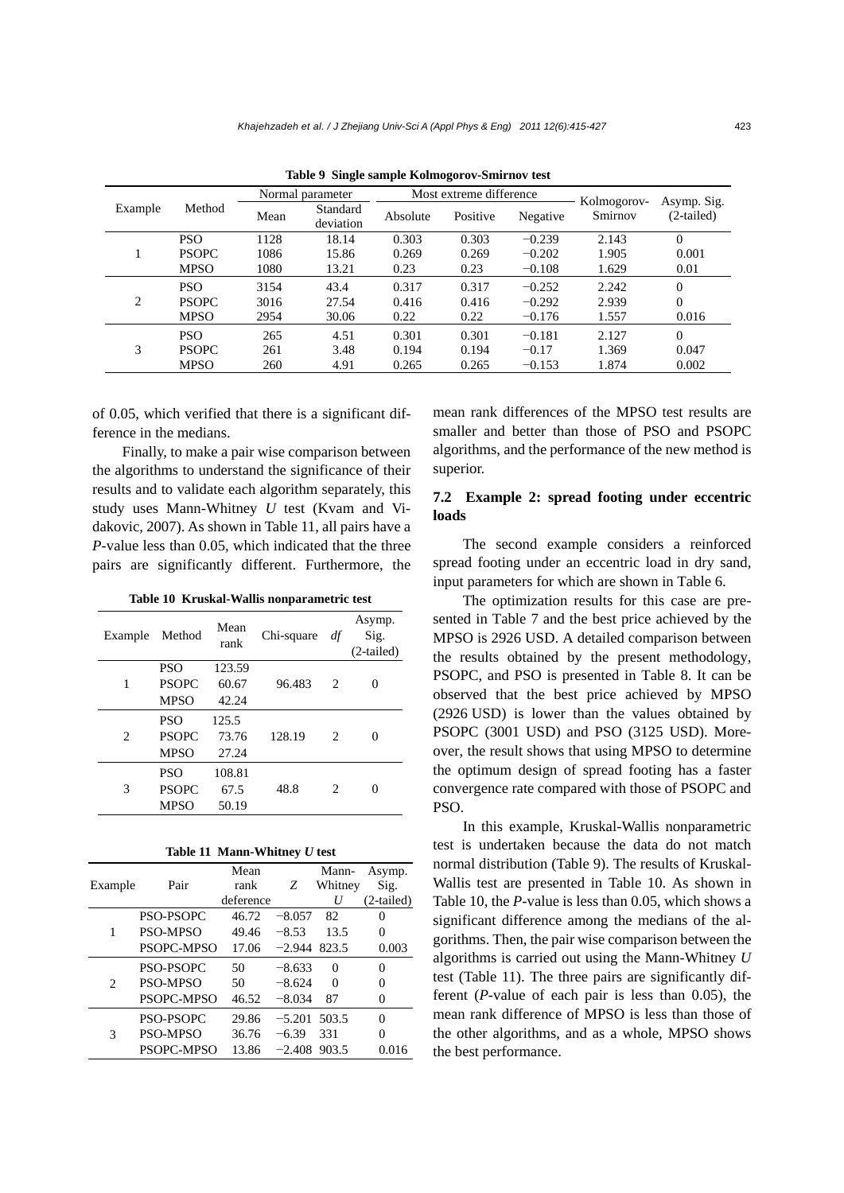**Table 9 Single sample Kolmogorov-Smirnov test**

| Example | Method | Normal parameter | | Most extreme difference | | | Kolmogorov-Smirnov | Asymp. Sig. (2-tailed) |
|---|---|---|---|---|---|---|---|---|
| | | Mean | Standard deviation | Absolute | Positive | Negative | | |
| 1 | PSO | 1128 | 18.14 | 0.303 | 0.303 | −0.239 | 2.143 | 0 |
| | PSOPC | 1086 | 15.86 | 0.269 | 0.269 | −0.202 | 1.905 | 0.001 |
| | MPSO | 1080 | 13.21 | 0.23 | 0.23 | −0.108 | 1.629 | 0.01 |
| 2 | PSO | 3154 | 43.4 | 0.317 | 0.317 | −0.252 | 2.242 | 0 |
| | PSOPC | 3016 | 27.54 | 0.416 | 0.416 | −0.292 | 2.939 | 0 |
| | MPSO | 2954 | 30.06 | 0.22 | 0.22 | −0.176 | 1.557 | 0.016 |
| 3 | PSO | 265 | 4.51 | 0.301 | 0.301 | −0.181 | 2.127 | 0 |
| | PSOPC | 261 | 3.48 | 0.194 | 0.194 | −0.17 | 1.369 | 0.047 |
| | MPSO | 260 | 4.91 | 0.265 | 0.265 | −0.153 | 1.874 | 0.002 |

of 0.05, which verified that there is a significant difference in the medians.

Finally, to make a pair wise comparison between the algorithms to understand the significance of their results and to validate each algorithm separately, this study uses Mann-Whitney *U* test (Kvam and Vidakovic, 2007). As shown in Table 11, all pairs have a *P*-value less than 0.05, which indicated that the three pairs are significantly different. Furthermore, the mean rank differences of the MPSO test results are smaller and better than those of PSO and PSOPC algorithms, and the performance of the new method is superior.

**Table 10 Kruskal-Wallis nonparametric test**

| Example | Method | Mean rank | Chi-square | *df* | Asymp. Sig. (2-tailed) |
|---|---|---|---|---|---|
| 1 | PSO | 123.59 | 96.483 | 2 | 0 |
| | PSOPC | 60.67 | | | |
| | MPSO | 42.24 | | | |
| 2 | PSO | 125.5 | 128.19 | 2 | 0 |
| | PSOPC | 73.76 | | | |
| | MPSO | 27.24 | | | |
| 3 | PSO | 108.81 | 48.8 | 2 | 0 |
| | PSOPC | 67.5 | | | |
| | MPSO | 50.19 | | | |

**Table 11 Mann-Whitney *U* test**

| Example | Pair | Mean rank deference | *Z* | Mann-Whitney *U* | Asymp. Sig. (2-tailed) |
|---|---|---|---|---|---|
| 1 | PSO-PSOPC | 46.72 | −8.057 | 82 | 0 |
| | PSO-MPSO | 49.46 | −8.53 | 13.5 | 0 |
| | PSOPC-MPSO | 17.06 | −2.944 | 823.5 | 0.003 |
| 2 | PSO-PSOPC | 50 | −8.633 | 0 | 0 |
| | PSO-MPSO | 50 | −8.624 | 0 | 0 |
| | PSOPC-MPSO | 46.52 | −8.034 | 87 | 0 |
| 3 | PSO-PSOPC | 29.86 | −5.201 | 503.5 | 0 |
| | PSO-MPSO | 36.76 | −6.39 | 331 | 0 |
| | PSOPC-MPSO | 13.86 | −2.408 | 903.5 | 0.016 |

### 7.2 Example 2: spread footing under eccentric loads

The second example considers a reinforced spread footing under an eccentric load in dry sand, input parameters for which are shown in Table 6.

The optimization results for this case are presented in Table 7 and the best price achieved by the MPSO is 2926 USD. A detailed comparison between the results obtained by the present methodology, PSOPC, and PSO is presented in Table 8. It can be observed that the best price achieved by MPSO (2926 USD) is lower than the values obtained by PSOPC (3001 USD) and PSO (3125 USD). Moreover, the result shows that using MPSO to determine the optimum design of spread footing has a faster convergence rate compared with those of PSOPC and PSO.

In this example, Kruskal-Wallis nonparametric test is undertaken because the data do not match normal distribution (Table 9). The results of Kruskal-Wallis test are presented in Table 10. As shown in Table 10, the *P*-value is less than 0.05, which shows a significant difference among the medians of the algorithms. Then, the pair wise comparison between the algorithms is carried out using the Mann-Whitney *U* test (Table 11). The three pairs are significantly different (*P*-value of each pair is less than 0.05), the mean rank difference of MPSO is less than those of the other algorithms, and as a whole, MPSO shows the best performance.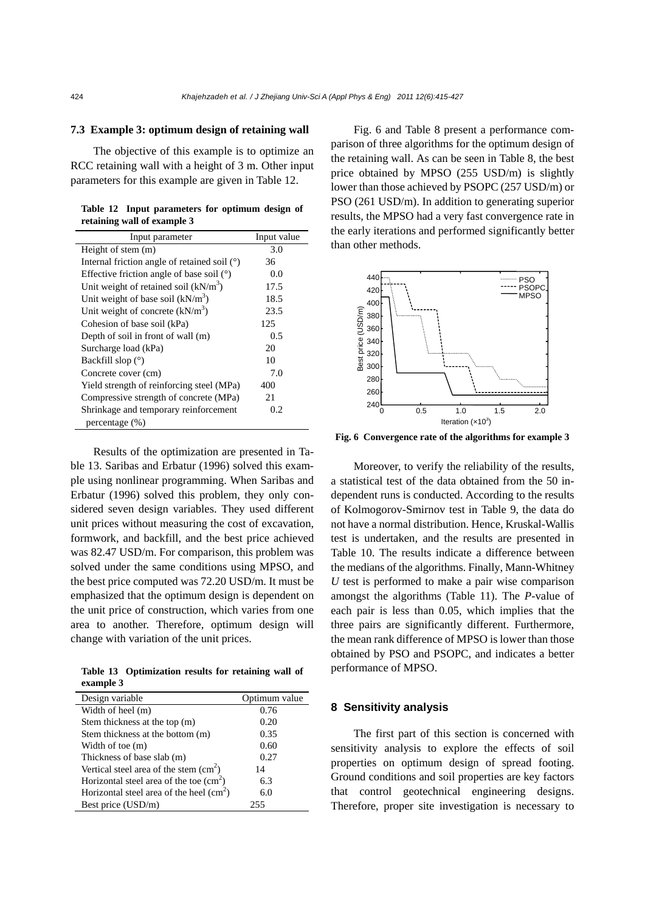### 7.3 Example 3: optimum design of retaining wall

The objective of this example is to optimize an RCC retaining wall with a height of 3 m. Other input parameters for this example are given in Table 12.

**Table 12 Input parameters for optimum design of retaining wall of example 3**

| Input parameter | Input value |
|---|---|
| Height of stem (m) | 3.0 |
| Internal friction angle of retained soil (°) | 36 |
| Effective friction angle of base soil (°) | 0.0 |
| Unit weight of retained soil (kN/m$^3$) | 17.5 |
| Unit weight of base soil (kN/m$^3$) | 18.5 |
| Unit weight of concrete (kN/m$^3$) | 23.5 |
| Cohesion of base soil (kPa) | 125 |
| Depth of soil in front of wall (m) | 0.5 |
| Surcharge load (kPa) | 20 |
| Backfill slop (°) | 10 |
| Concrete cover (cm) | 7.0 |
| Yield strength of reinforcing steel (MPa) | 400 |
| Compressive strength of concrete (MPa) | 21 |
| Shrinkage and temporary reinforcement percentage (%) | 0.2 |

Results of the optimization are presented in Table 13. Saribas and Erbatur (1996) solved this example using nonlinear programming. When Saribas and Erbatur (1996) solved this problem, they only considered seven design variables. They used different unit prices without measuring the cost of excavation, formwork, and backfill, and the best price achieved was 82.47 USD/m. For comparison, this problem was solved under the same conditions using MPSO, and the best price computed was 72.20 USD/m. It must be emphasized that the optimum design is dependent on the unit price of construction, which varies from one area to another. Therefore, optimum design will change with variation of the unit prices.

**Table 13 Optimization results for retaining wall of example 3**

| Design variable | Optimum value |
|---|---|
| Width of heel (m) | 0.76 |
| Stem thickness at the top (m) | 0.20 |
| Stem thickness at the bottom (m) | 0.35 |
| Width of toe (m) | 0.60 |
| Thickness of base slab (m) | 0.27 |
| Vertical steel area of the stem (cm$^2$) | 14 |
| Horizontal steel area of the toe (cm$^2$) | 6.3 |
| Horizontal steel area of the heel (cm$^2$) | 6.0 |
| Best price (USD/m) | 255 |

Fig. 6 and Table 8 present a performance comparison of three algorithms for the optimum design of the retaining wall. As can be seen in Table 8, the best price obtained by MPSO (255 USD/m) is slightly lower than those achieved by PSOPC (257 USD/m) or PSO (261 USD/m). In addition to generating superior results, the MPSO had a very fast convergence rate in the early iterations and performed significantly better than other methods.

**Fig. 6 Convergence rate of the algorithms for example 3**

Moreover, to verify the reliability of the results, a statistical test of the data obtained from the 50 independent runs is conducted. According to the results of Kolmogorov-Smirnov test in Table 9, the data do not have a normal distribution. Hence, Kruskal-Wallis test is undertaken, and the results are presented in Table 10. The results indicate a difference between the medians of the algorithms. Finally, Mann-Whitney $U$ test is performed to make a pair wise comparison amongst the algorithms (Table 11). The $P$-value of each pair is less than 0.05, which implies that the three pairs are significantly different. Furthermore, the mean rank difference of MPSO is lower than those obtained by PSO and PSOPC, and indicates a better performance of MPSO.

## 8 Sensitivity analysis

The first part of this section is concerned with sensitivity analysis to explore the effects of soil properties on optimum design of spread footing. Ground conditions and soil properties are key factors that control geotechnical engineering designs. Therefore, proper site investigation is necessary to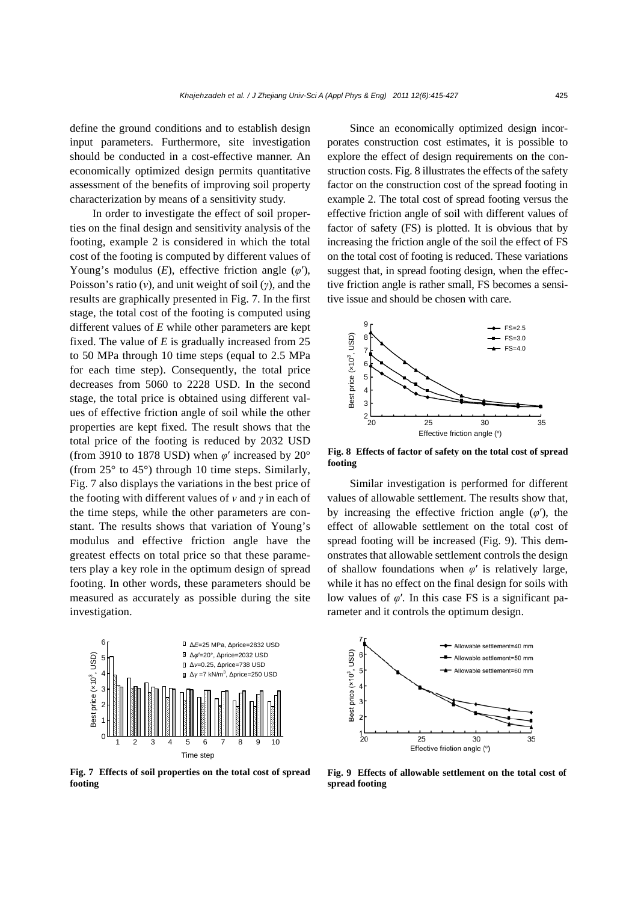define the ground conditions and to establish design input parameters. Furthermore, site investigation should be conducted in a cost-effective manner. An economically optimized design permits quantitative assessment of the benefits of improving soil property characterization by means of a sensitivity study.

In order to investigate the effect of soil properties on the final design and sensitivity analysis of the footing, example 2 is considered in which the total cost of the footing is computed by different values of Young's modulus ($E$), effective friction angle ($\varphi'$), Poisson's ratio ($v$), and unit weight of soil ($\gamma$), and the results are graphically presented in Fig. 7. In the first stage, the total cost of the footing is computed using different values of $E$ while other parameters are kept fixed. The value of $E$ is gradually increased from 25 to 50 MPa through 10 time steps (equal to 2.5 MPa for each time step). Consequently, the total price decreases from 5060 to 2228 USD. In the second stage, the total price is obtained using different values of effective friction angle of soil while the other properties are kept fixed. The result shows that the total price of the footing is reduced by 2032 USD (from 3910 to 1878 USD) when $\varphi'$ increased by 20° (from 25° to 45°) through 10 time steps. Similarly, Fig. 7 also displays the variations in the best price of the footing with different values of $v$ and $\gamma$ in each of the time steps, while the other parameters are constant. The results shows that variation of Young's modulus and effective friction angle have the greatest effects on total price so that these parameters play a key role in the optimum design of spread footing. In other words, these parameters should be measured as accurately as possible during the site investigation.

**Fig. 7 Effects of soil properties on the total cost of spread footing**

Since an economically optimized design incorporates construction cost estimates, it is possible to explore the effect of design requirements on the construction costs. Fig. 8 illustrates the effects of the safety factor on the construction cost of the spread footing in example 2. The total cost of spread footing versus the effective friction angle of soil with different values of factor of safety (FS) is plotted. It is obvious that by increasing the friction angle of the soil the effect of FS on the total cost of footing is reduced. These variations suggest that, in spread footing design, when the effective friction angle is rather small, FS becomes a sensitive issue and should be chosen with care.

**Fig. 8 Effects of factor of safety on the total cost of spread footing**

Similar investigation is performed for different values of allowable settlement. The results show that, by increasing the effective friction angle ($\varphi'$), the effect of allowable settlement on the total cost of spread footing will be increased (Fig. 9). This demonstrates that allowable settlement controls the design of shallow foundations when $\varphi'$ is relatively large, while it has no effect on the final design for soils with low values of $\varphi'$. In this case FS is a significant parameter and it controls the optimum design.

**Fig. 9 Effects of allowable settlement on the total cost of spread footing**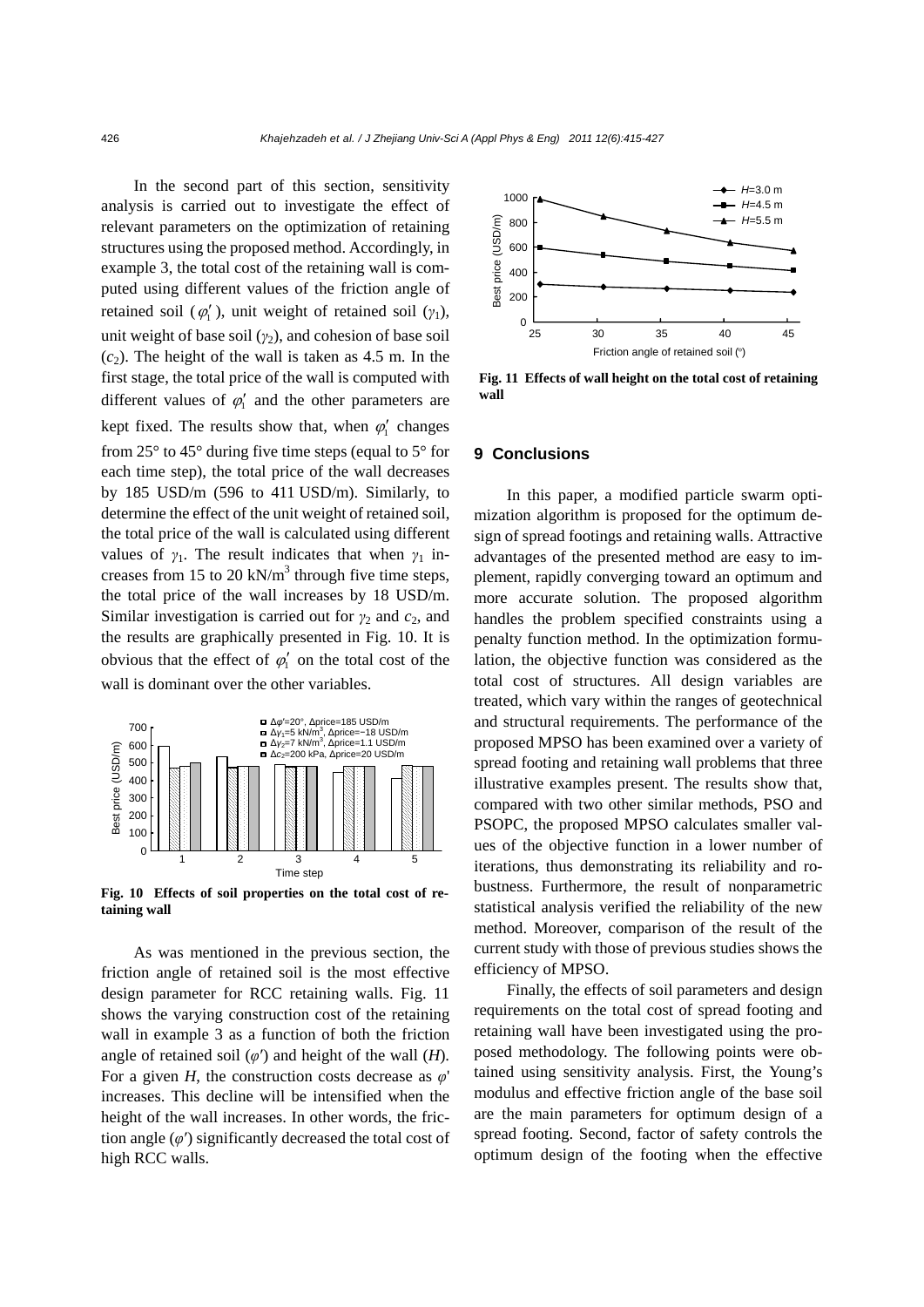In the second part of this section, sensitivity analysis is carried out to investigate the effect of relevant parameters on the optimization of retaining structures using the proposed method. Accordingly, in example 3, the total cost of the retaining wall is computed using different values of the friction angle of retained soil ($\varphi_1'$), unit weight of retained soil ($\gamma_1$), unit weight of base soil ($\gamma_2$), and cohesion of base soil ($c_2$). The height of the wall is taken as 4.5 m. In the first stage, the total price of the wall is computed with different values of $\varphi_1'$ and the other parameters are kept fixed. The results show that, when $\varphi_1'$ changes from 25° to 45° during five time steps (equal to 5° for each time step), the total price of the wall decreases by 185 USD/m (596 to 411 USD/m). Similarly, to determine the effect of the unit weight of retained soil, the total price of the wall is calculated using different values of $\gamma_1$. The result indicates that when $\gamma_1$ increases from 15 to 20 kN/m$^3$ through five time steps, the total price of the wall increases by 18 USD/m. Similar investigation is carried out for $\gamma_2$ and $c_2$, and the results are graphically presented in Fig. 10. It is obvious that the effect of $\varphi_1'$ on the total cost of the wall is dominant over the other variables.

**Fig. 10 Effects of soil properties on the total cost of retaining wall**

As was mentioned in the previous section, the friction angle of retained soil is the most effective design parameter for RCC retaining walls. Fig. 11 shows the varying construction cost of the retaining wall in example 3 as a function of both the friction angle of retained soil ($\varphi'$) and height of the wall ($H$). For a given $H$, the construction costs decrease as $\varphi'$ increases. This decline will be intensified when the height of the wall increases. In other words, the friction angle ($\varphi'$) significantly decreased the total cost of high RCC walls.

**Fig. 11 Effects of wall height on the total cost of retaining wall**

## 9 Conclusions

In this paper, a modified particle swarm optimization algorithm is proposed for the optimum design of spread footings and retaining walls. Attractive advantages of the presented method are easy to implement, rapidly converging toward an optimum and more accurate solution. The proposed algorithm handles the problem specified constraints using a penalty function method. In the optimization formulation, the objective function was considered as the total cost of structures. All design variables are treated, which vary within the ranges of geotechnical and structural requirements. The performance of the proposed MPSO has been examined over a variety of spread footing and retaining wall problems that three illustrative examples present. The results show that, compared with two other similar methods, PSO and PSOPC, the proposed MPSO calculates smaller values of the objective function in a lower number of iterations, thus demonstrating its reliability and robustness. Furthermore, the result of nonparametric statistical analysis verified the reliability of the new method. Moreover, comparison of the result of the current study with those of previous studies shows the efficiency of MPSO.

Finally, the effects of soil parameters and design requirements on the total cost of spread footing and retaining wall have been investigated using the proposed methodology. The following points were obtained using sensitivity analysis. First, the Young's modulus and effective friction angle of the base soil are the main parameters for optimum design of a spread footing. Second, factor of safety controls the optimum design of the footing when the effective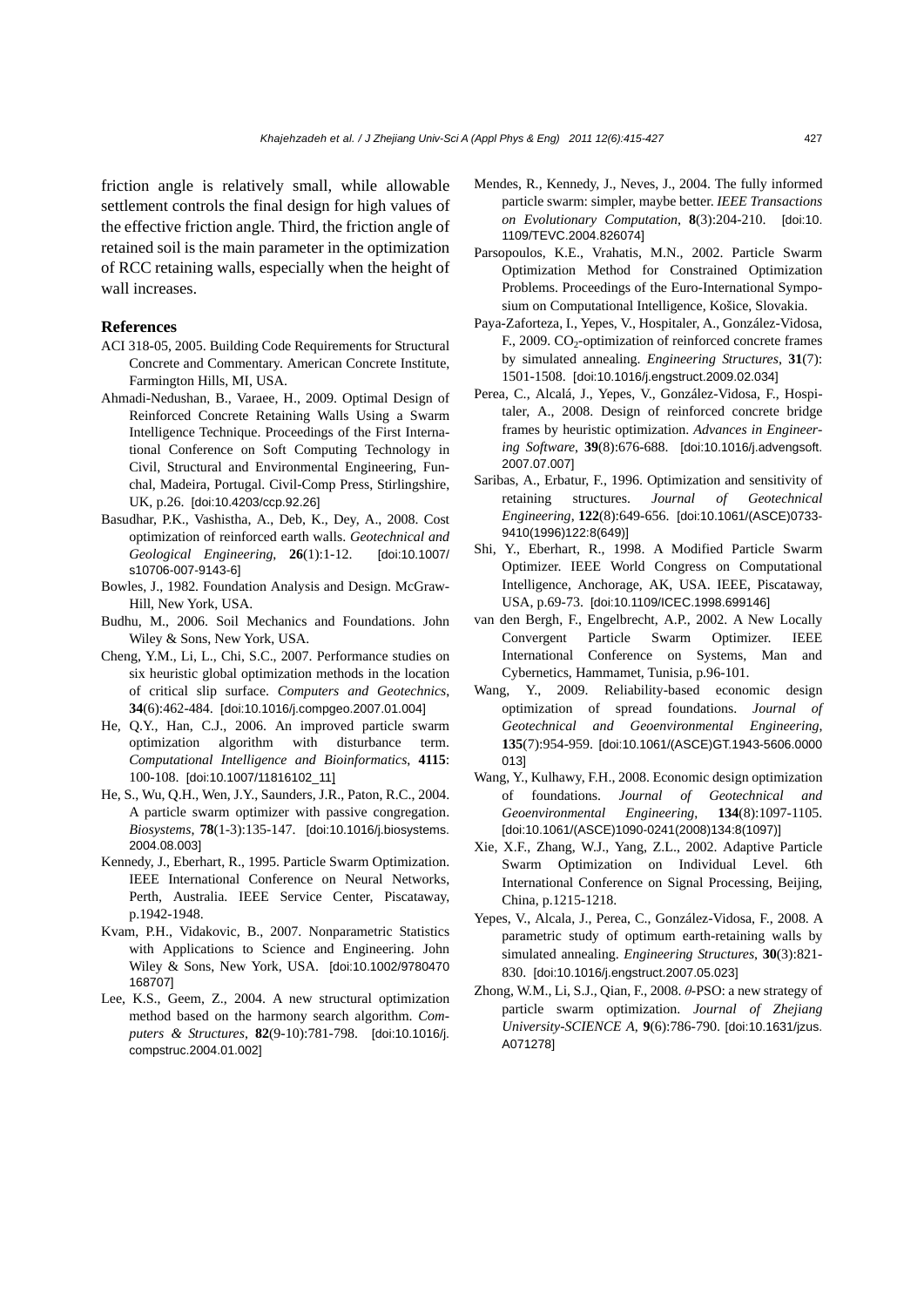friction angle is relatively small, while allowable settlement controls the final design for high values of the effective friction angle. Third, the friction angle of retained soil is the main parameter in the optimization of RCC retaining walls, especially when the height of wall increases.

## References

ACI 318-05, 2005. Building Code Requirements for Structural Concrete and Commentary. American Concrete Institute, Farmington Hills, MI, USA.

Ahmadi-Nedushan, B., Varaee, H., 2009. Optimal Design of Reinforced Concrete Retaining Walls Using a Swarm Intelligence Technique. Proceedings of the First International Conference on Soft Computing Technology in Civil, Structural and Environmental Engineering, Funchal, Madeira, Portugal. Civil-Comp Press, Stirlingshire, UK, p.26. [doi:10.4203/ccp.92.26]

Basudhar, P.K., Vashistha, A., Deb, K., Dey, A., 2008. Cost optimization of reinforced earth walls. *Geotechnical and Geological Engineering*, **26**(1):1-12. [doi:10.1007/s10706-007-9143-6]

Bowles, J., 1982. Foundation Analysis and Design. McGraw-Hill, New York, USA.

Budhu, M., 2006. Soil Mechanics and Foundations. John Wiley & Sons, New York, USA.

Cheng, Y.M., Li, L., Chi, S.C., 2007. Performance studies on six heuristic global optimization methods in the location of critical slip surface. *Computers and Geotechnics*, **34**(6):462-484. [doi:10.1016/j.compgeo.2007.01.004]

He, Q.Y., Han, C.J., 2006. An improved particle swarm optimization algorithm with disturbance term. *Computational Intelligence and Bioinformatics*, **4115**:100-108. [doi:10.1007/11816102_11]

He, S., Wu, Q.H., Wen, J.Y., Saunders, J.R., Paton, R.C., 2004. A particle swarm optimizer with passive congregation. *Biosystems*, **78**(1-3):135-147. [doi:10.1016/j.biosystems.2004.08.003]

Kennedy, J., Eberhart, R., 1995. Particle Swarm Optimization. IEEE International Conference on Neural Networks, Perth, Australia. IEEE Service Center, Piscataway, p.1942-1948.

Kvam, P.H., Vidakovic, B., 2007. Nonparametric Statistics with Applications to Science and Engineering. John Wiley & Sons, New York, USA. [doi:10.1002/9780470168707]

Lee, K.S., Geem, Z., 2004. A new structural optimization method based on the harmony search algorithm. *Computers & Structures*, **82**(9-10):781-798. [doi:10.1016/j.compstruc.2004.01.002]

Mendes, R., Kennedy, J., Neves, J., 2004. The fully informed particle swarm: simpler, maybe better. *IEEE Transactions on Evolutionary Computation*, **8**(3):204-210. [doi:10.1109/TEVC.2004.826074]

Parsopoulos, K.E., Vrahatis, M.N., 2002. Particle Swarm Optimization Method for Constrained Optimization Problems. Proceedings of the Euro-International Symposium on Computational Intelligence, Košice, Slovakia.

Paya-Zaforteza, I., Yepes, V., Hospitaler, A., González-Vidosa, F., 2009. $CO_2$-optimization of reinforced concrete frames by simulated annealing. *Engineering Structures*, **31**(7):1501-1508. [doi:10.1016/j.engstruct.2009.02.034]

Perea, C., Alcalá, J., Yepes, V., González-Vidosa, F., Hospitaler, A., 2008. Design of reinforced concrete bridge frames by heuristic optimization. *Advances in Engineering Software*, **39**(8):676-688. [doi:10.1016/j.advengsoft.2007.07.007]

Saribas, A., Erbatur, F., 1996. Optimization and sensitivity of retaining structures. *Journal of Geotechnical Engineering*, **122**(8):649-656. [doi:10.1061/(ASCE)0733-9410(1996)122:8(649)]

Shi, Y., Eberhart, R., 1998. A Modified Particle Swarm Optimizer. IEEE World Congress on Computational Intelligence, Anchorage, AK, USA. IEEE, Piscataway, USA, p.69-73. [doi:10.1109/ICEC.1998.699146]

van den Bergh, F., Engelbrecht, A.P., 2002. A New Locally Convergent Particle Swarm Optimizer. IEEE International Conference on Systems, Man and Cybernetics, Hammamet, Tunisia, p.96-101.

Wang, Y., 2009. Reliability-based economic design optimization of spread foundations. *Journal of Geotechnical and Geoenvironmental Engineering*, **135**(7):954-959. [doi:10.1061/(ASCE)GT.1943-5606.0000013]

Wang, Y., Kulhawy, F.H., 2008. Economic design optimization of foundations. *Journal of Geotechnical and Geoenvironmental Engineering*, **134**(8):1097-1105. [doi:10.1061/(ASCE)1090-0241(2008)134:8(1097)]

Xie, X.F., Zhang, W.J., Yang, Z.L., 2002. Adaptive Particle Swarm Optimization on Individual Level. 6th International Conference on Signal Processing, Beijing, China, p.1215-1218.

Yepes, V., Alcala, J., Perea, C., González-Vidosa, F., 2008. A parametric study of optimum earth-retaining walls by simulated annealing. *Engineering Structures*, **30**(3):821-830. [doi:10.1016/j.engstruct.2007.05.023]

Zhong, W.M., Li, S.J., Qian, F., 2008. $\theta$-PSO: a new strategy of particle swarm optimization. *Journal of Zhejiang University-SCIENCE A*, **9**(6):786-790. [doi:10.1631/jzus.A071278]